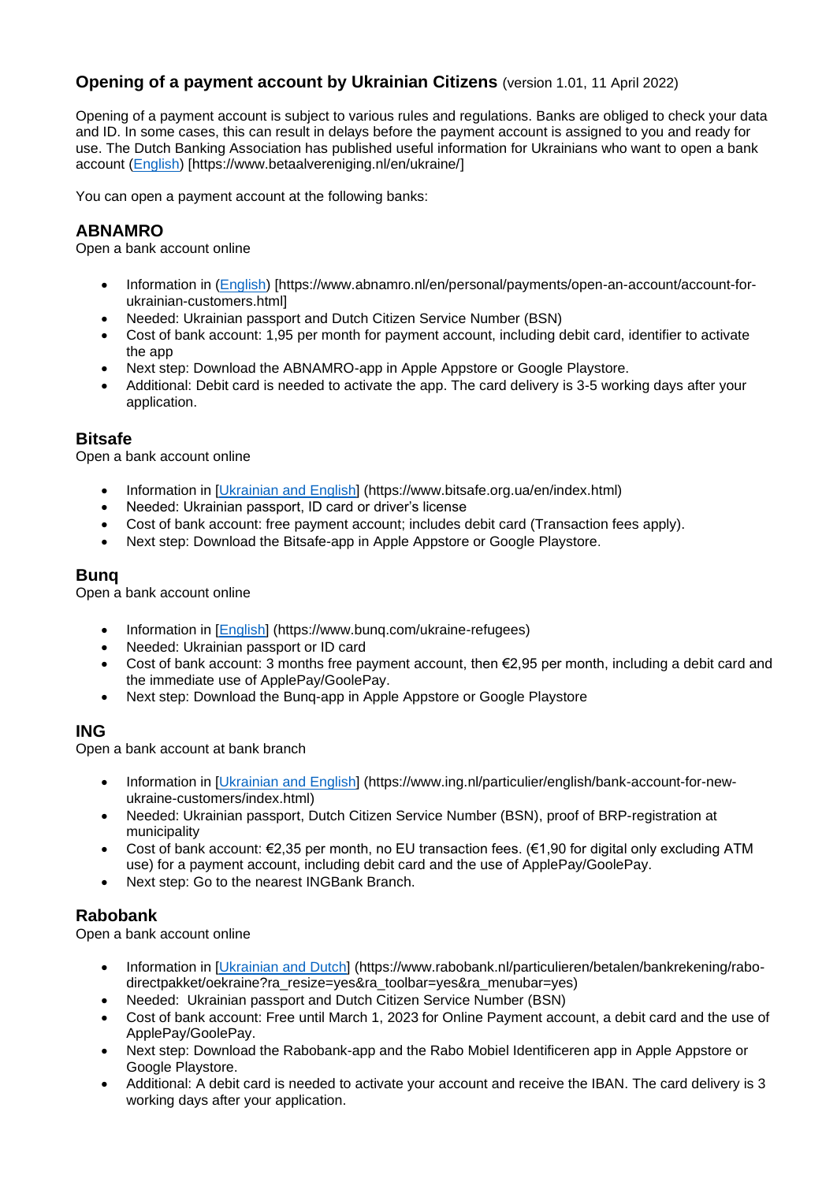# Opening of a payment account by Ukrainian Citizens (version 1.01, 11 April 2022)

Opening of a payment account is subject to various rules and regulations. Banks are obliged to check your data and ID. In some cases, this can result in delays before the payment account is assigned to you and ready for use. The Dutch Banking Association has published useful information for Ukrainians who want to open a bank account (English) [https://www.betaalvereniging.nl/en/ukraine/]

You can open a payment account at the following banks:

## ABNAMRO

Open a bank account online

- Information in (English) [https://www.abnamro.nl/en/personal/payments/open-an-account/account-for-ukrainian-customers.html]
- Needed: Ukrainian passport and Dutch Citizen Service Number (BSN)
- Cost of bank account: 1,95 per month for payment account, including debit card, identifier to activate the app
- Next step: Download the ABNAMRO-app in Apple Appstore or Google Playstore.
- Additional: Debit card is needed to activate the app. The card delivery is 3-5 working days after your application.

## Bitsafe

Open a bank account online

- Information in [Ukrainian and English] (https://www.bitsafe.org.ua/en/index.html)
- Needed: Ukrainian passport, ID card or driver's license
- Cost of bank account: free payment account; includes debit card (Transaction fees apply).
- Next step: Download the Bitsafe-app in Apple Appstore or Google Playstore.

## Bunq

Open a bank account online

- Information in [English] (https://www.bunq.com/ukraine-refugees)
- Needed: Ukrainian passport or ID card
- Cost of bank account: 3 months free payment account, then €2,95 per month, including a debit card and the immediate use of ApplePay/GoolePay.
- Next step: Download the Bunq-app in Apple Appstore or Google Playstore

## ING

Open a bank account at bank branch

- Information in [Ukrainian and English] (https://www.ing.nl/particulier/english/bank-account-for-new-ukraine-customers/index.html)
- Needed: Ukrainian passport, Dutch Citizen Service Number (BSN), proof of BRP-registration at municipality
- Cost of bank account: €2,35 per month, no EU transaction fees. (€1,90 for digital only excluding ATM use) for a payment account, including debit card and the use of ApplePay/GoolePay.
- Next step: Go to the nearest INGBank Branch.

## Rabobank

Open a bank account online

- Information in [Ukrainian and Dutch] (https://www.rabobank.nl/particulieren/betalen/bankrekening/rabo-directpakket/oekraine?ra_resize=yes&ra_toolbar=yes&ra_menubar=yes)
- Needed: Ukrainian passport and Dutch Citizen Service Number (BSN)
- Cost of bank account: Free until March 1, 2023 for Online Payment account, a debit card and the use of ApplePay/GoolePay.
- Next step: Download the Rabobank-app and the Rabo Mobiel Identificeren app in Apple Appstore or Google Playstore.
- Additional: A debit card is needed to activate your account and receive the IBAN. The card delivery is 3 working days after your application.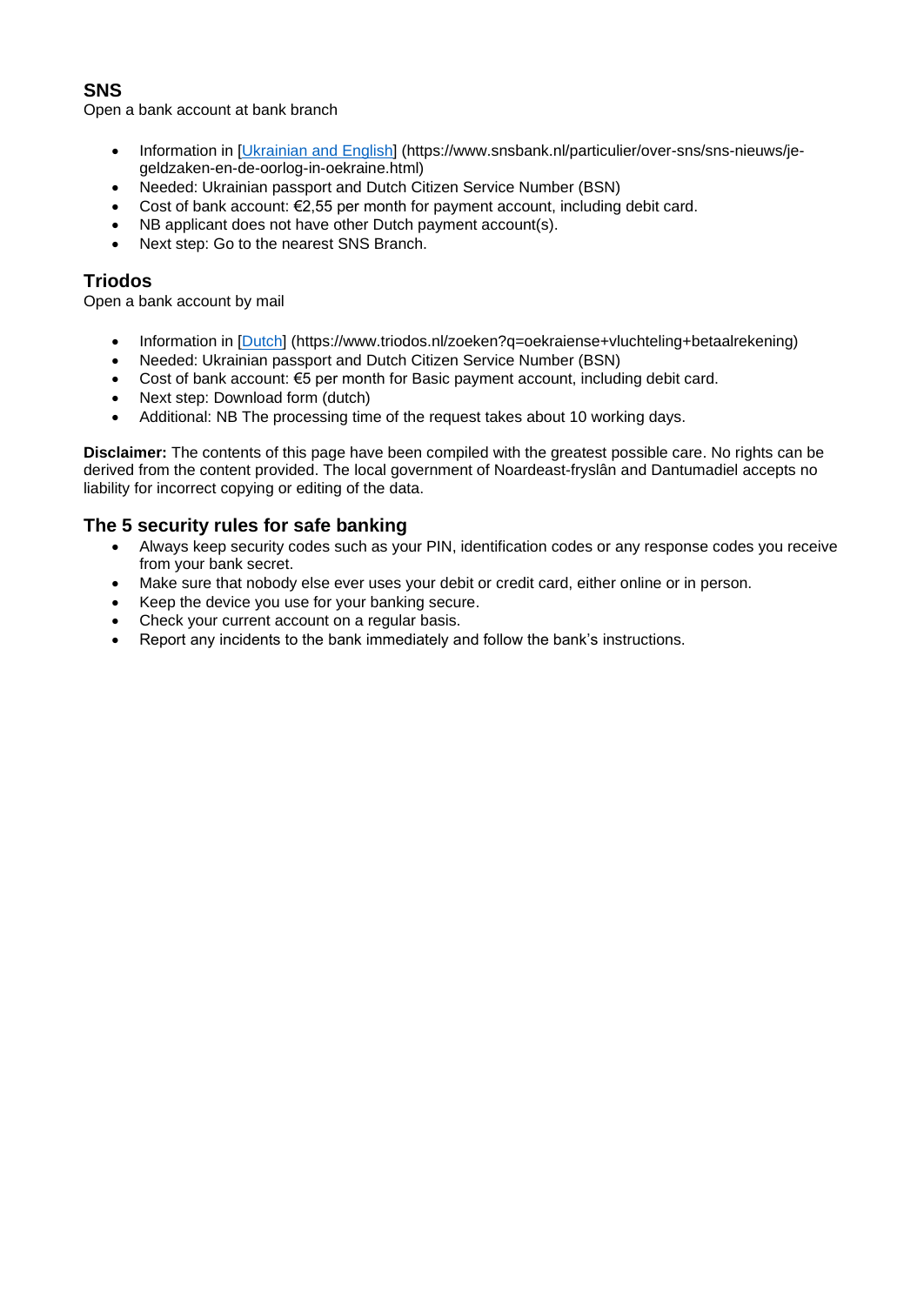## SNS

Open a bank account at bank branch

- Information in [Ukrainian and English] (https://www.snsbank.nl/particulier/over-sns/sns-nieuws/je-geldzaken-en-de-oorlog-in-oekraine.html)
- Needed: Ukrainian passport and Dutch Citizen Service Number (BSN)
- Cost of bank account: €2,55 per month for payment account, including debit card.
- NB applicant does not have other Dutch payment account(s).
- Next step: Go to the nearest SNS Branch.

## Triodos

Open a bank account by mail

- Information in [Dutch] (https://www.triodos.nl/zoeken?q=oekraiense+vluchteling+betaalrekening)
- Needed: Ukrainian passport and Dutch Citizen Service Number (BSN)
- Cost of bank account: €5 per month for Basic payment account, including debit card.
- Next step: Download form (dutch)
- Additional: NB The processing time of the request takes about 10 working days.

**Disclaimer:** The contents of this page have been compiled with the greatest possible care. No rights can be derived from the content provided. The local government of Noardeast-fryslân and Dantumadiel accepts no liability for incorrect copying or editing of the data.

## The 5 security rules for safe banking

- Always keep security codes such as your PIN, identification codes or any response codes you receive from your bank secret.
- Make sure that nobody else ever uses your debit or credit card, either online or in person.
- Keep the device you use for your banking secure.
- Check your current account on a regular basis.
- Report any incidents to the bank immediately and follow the bank's instructions.